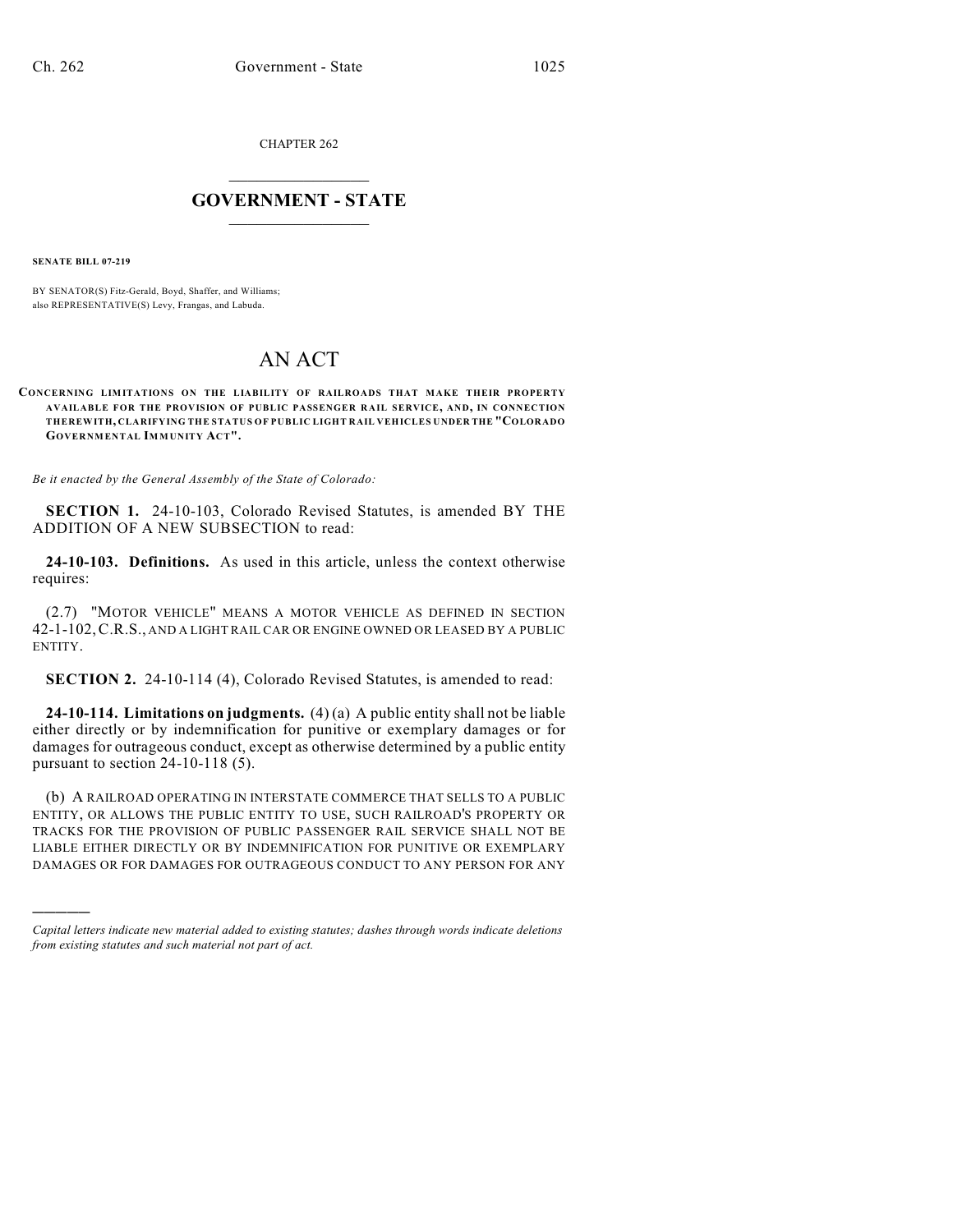CHAPTER 262

# GOVERNMENT - STATE

**SENATE BILL 07-219**

BY SENATOR(S) Fitz-Gerald, Boyd, Shaffer, and Williams;
also REPRESENTATIVE(S) Levy, Frangas, and Labuda.

# AN ACT

**CONCERNING LIMITATIONS ON THE LIABILITY OF RAILROADS THAT MAKE THEIR PROPERTY AVAILABLE FOR THE PROVISION OF PUBLIC PASSENGER RAIL SERVICE, AND, IN CONNECTION THEREWITH, CLARIFYING THE STATUS OF PUBLIC LIGHT RAIL VEHICLES UNDER THE "COLORADO GOVERNMENTAL IMMUNITY ACT".**

*Be it enacted by the General Assembly of the State of Colorado:*

**SECTION 1.** 24-10-103, Colorado Revised Statutes, is amended BY THE ADDITION OF A NEW SUBSECTION to read:

**24-10-103. Definitions.** As used in this article, unless the context otherwise requires:

(2.7) "MOTOR VEHICLE" MEANS A MOTOR VEHICLE AS DEFINED IN SECTION 42-1-102, C.R.S., AND A LIGHT RAIL CAR OR ENGINE OWNED OR LEASED BY A PUBLIC ENTITY.

**SECTION 2.** 24-10-114 (4), Colorado Revised Statutes, is amended to read:

**24-10-114. Limitations on judgments.** (4) (a) A public entity shall not be liable either directly or by indemnification for punitive or exemplary damages or for damages for outrageous conduct, except as otherwise determined by a public entity pursuant to section 24-10-118 (5).

(b) A RAILROAD OPERATING IN INTERSTATE COMMERCE THAT SELLS TO A PUBLIC ENTITY, OR ALLOWS THE PUBLIC ENTITY TO USE, SUCH RAILROAD'S PROPERTY OR TRACKS FOR THE PROVISION OF PUBLIC PASSENGER RAIL SERVICE SHALL NOT BE LIABLE EITHER DIRECTLY OR BY INDEMNIFICATION FOR PUNITIVE OR EXEMPLARY DAMAGES OR FOR DAMAGES FOR OUTRAGEOUS CONDUCT TO ANY PERSON FOR ANY

---

*Capital letters indicate new material added to existing statutes; dashes through words indicate deletions from existing statutes and such material not part of act.*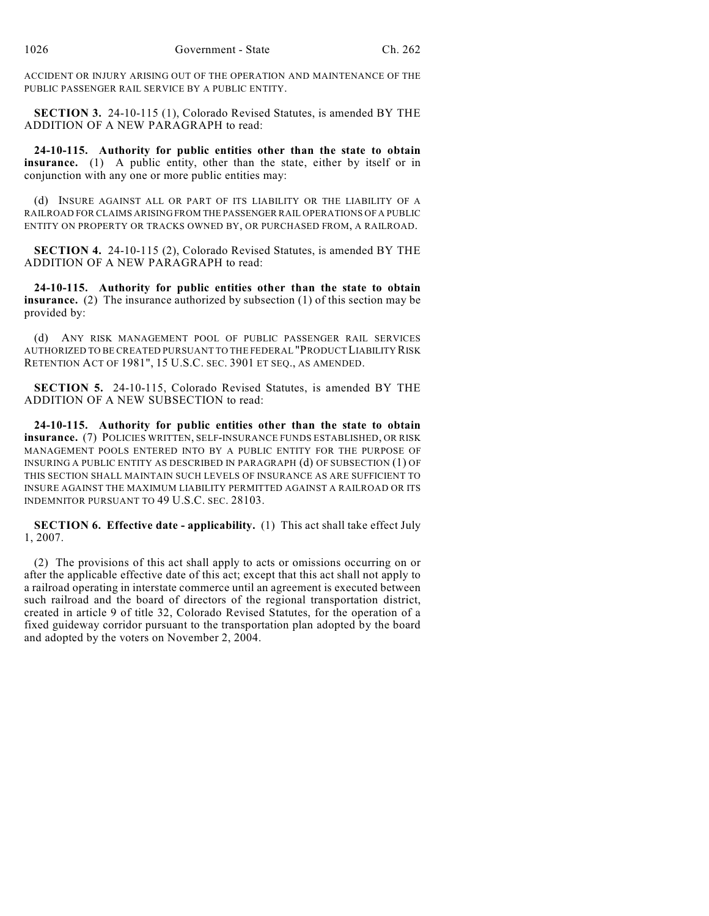ACCIDENT OR INJURY ARISING OUT OF THE OPERATION AND MAINTENANCE OF THE PUBLIC PASSENGER RAIL SERVICE BY A PUBLIC ENTITY.

**SECTION 3.** 24-10-115 (1), Colorado Revised Statutes, is amended BY THE ADDITION OF A NEW PARAGRAPH to read:

**24-10-115. Authority for public entities other than the state to obtain insurance.** (1) A public entity, other than the state, either by itself or in conjunction with any one or more public entities may:

(d) INSURE AGAINST ALL OR PART OF ITS LIABILITY OR THE LIABILITY OF A RAILROAD FOR CLAIMS ARISING FROM THE PASSENGER RAIL OPERATIONS OF A PUBLIC ENTITY ON PROPERTY OR TRACKS OWNED BY, OR PURCHASED FROM, A RAILROAD.

**SECTION 4.** 24-10-115 (2), Colorado Revised Statutes, is amended BY THE ADDITION OF A NEW PARAGRAPH to read:

**24-10-115. Authority for public entities other than the state to obtain insurance.** (2) The insurance authorized by subsection (1) of this section may be provided by:

(d) ANY RISK MANAGEMENT POOL OF PUBLIC PASSENGER RAIL SERVICES AUTHORIZED TO BE CREATED PURSUANT TO THE FEDERAL "PRODUCT LIABILITY RISK RETENTION ACT OF 1981", 15 U.S.C. SEC. 3901 ET SEQ., AS AMENDED.

**SECTION 5.** 24-10-115, Colorado Revised Statutes, is amended BY THE ADDITION OF A NEW SUBSECTION to read:

**24-10-115. Authority for public entities other than the state to obtain insurance.** (7) POLICIES WRITTEN, SELF-INSURANCE FUNDS ESTABLISHED, OR RISK MANAGEMENT POOLS ENTERED INTO BY A PUBLIC ENTITY FOR THE PURPOSE OF INSURING A PUBLIC ENTITY AS DESCRIBED IN PARAGRAPH (d) OF SUBSECTION (1) OF THIS SECTION SHALL MAINTAIN SUCH LEVELS OF INSURANCE AS ARE SUFFICIENT TO INSURE AGAINST THE MAXIMUM LIABILITY PERMITTED AGAINST A RAILROAD OR ITS INDEMNITOR PURSUANT TO 49 U.S.C. SEC. 28103.

**SECTION 6. Effective date - applicability.** (1) This act shall take effect July 1, 2007.

(2) The provisions of this act shall apply to acts or omissions occurring on or after the applicable effective date of this act; except that this act shall not apply to a railroad operating in interstate commerce until an agreement is executed between such railroad and the board of directors of the regional transportation district, created in article 9 of title 32, Colorado Revised Statutes, for the operation of a fixed guideway corridor pursuant to the transportation plan adopted by the board and adopted by the voters on November 2, 2004.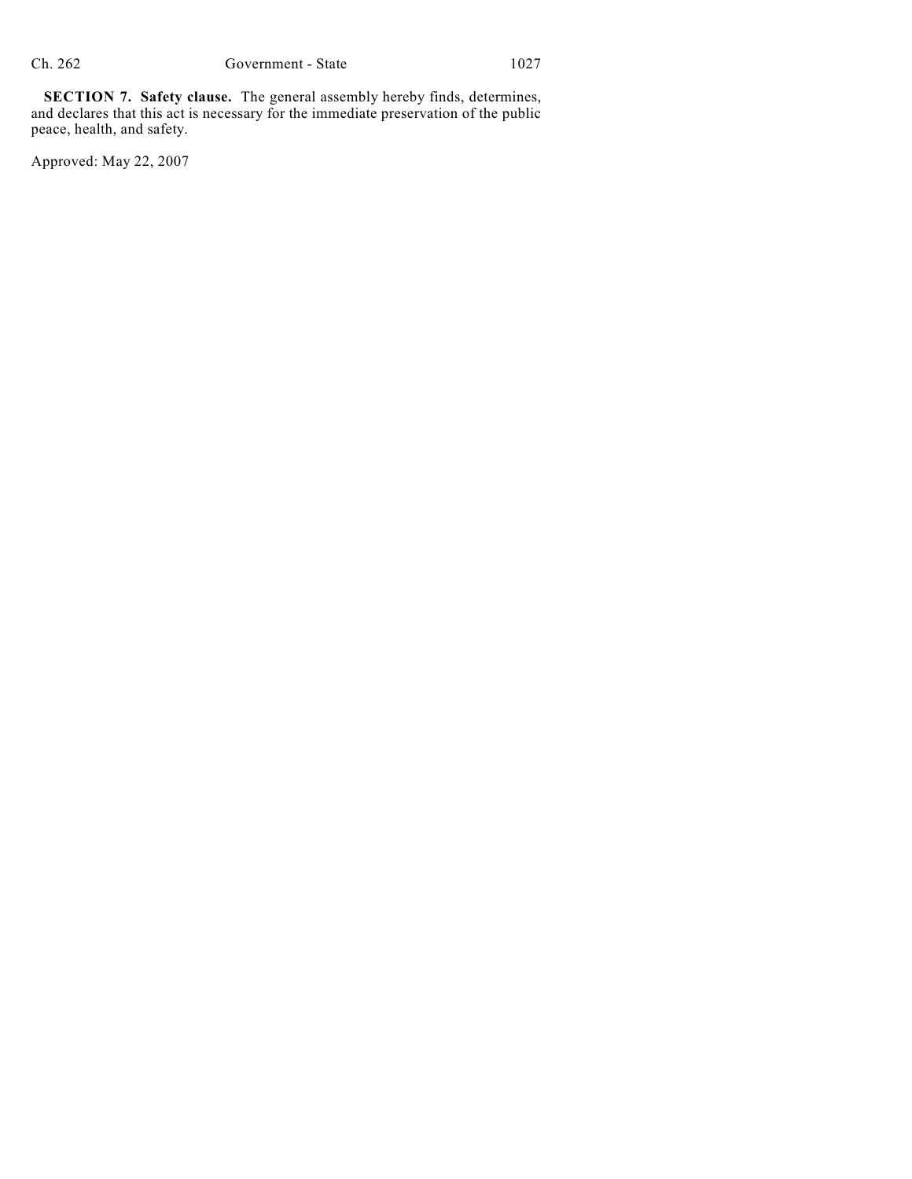**SECTION 7. Safety clause.** The general assembly hereby finds, determines, and declares that this act is necessary for the immediate preservation of the public peace, health, and safety.

Approved: May 22, 2007